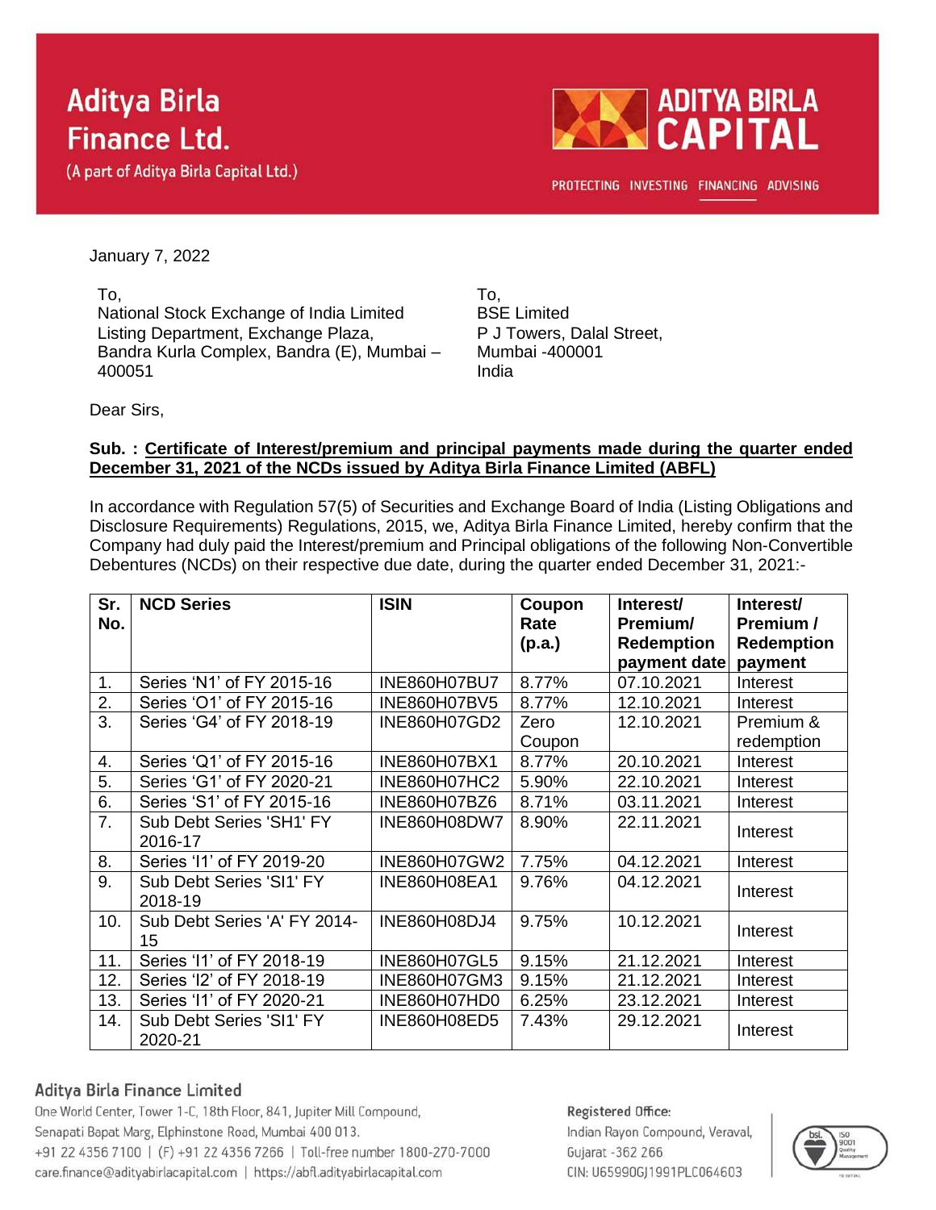# Aditya Birla Finance Ltd.

(A part of Aditya Birla Capital Ltd.)

ADITYA BIRLA CAPITAL

PROTECTING INVESTING FINANCING ADVISING

January 7, 2022

To,
National Stock Exchange of India Limited
Listing Department, Exchange Plaza,
Bandra Kurla Complex, Bandra (E), Mumbai – 400051

To,
BSE Limited
P J Towers, Dalal Street,
Mumbai -400001
India

Dear Sirs,

**Sub. : Certificate of Interest/premium and principal payments made during the quarter ended December 31, 2021 of the NCDs issued by Aditya Birla Finance Limited (ABFL)**

In accordance with Regulation 57(5) of Securities and Exchange Board of India (Listing Obligations and Disclosure Requirements) Regulations, 2015, we, Aditya Birla Finance Limited, hereby confirm that the Company had duly paid the Interest/premium and Principal obligations of the following Non-Convertible Debentures (NCDs) on their respective due date, during the quarter ended December 31, 2021:-

| Sr. No. | NCD Series | ISIN | Coupon Rate (p.a.) | Interest/ Premium/ Redemption payment date | Interest/ Premium / Redemption payment |
|---|---|---|---|---|---|
| 1. | Series 'N1' of FY 2015-16 | INE860H07BU7 | 8.77% | 07.10.2021 | Interest |
| 2. | Series 'O1' of FY 2015-16 | INE860H07BV5 | 8.77% | 12.10.2021 | Interest |
| 3. | Series 'G4' of FY 2018-19 | INE860H07GD2 | Zero Coupon | 12.10.2021 | Premium & redemption |
| 4. | Series 'Q1' of FY 2015-16 | INE860H07BX1 | 8.77% | 20.10.2021 | Interest |
| 5. | Series 'G1' of FY 2020-21 | INE860H07HC2 | 5.90% | 22.10.2021 | Interest |
| 6. | Series 'S1' of FY 2015-16 | INE860H07BZ6 | 8.71% | 03.11.2021 | Interest |
| 7. | Sub Debt Series 'SH1' FY 2016-17 | INE860H08DW7 | 8.90% | 22.11.2021 | Interest |
| 8. | Series 'I1' of FY 2019-20 | INE860H07GW2 | 7.75% | 04.12.2021 | Interest |
| 9. | Sub Debt Series 'SI1' FY 2018-19 | INE860H08EA1 | 9.76% | 04.12.2021 | Interest |
| 10. | Sub Debt Series 'A' FY 2014-15 | INE860H08DJ4 | 9.75% | 10.12.2021 | Interest |
| 11. | Series 'I1' of FY 2018-19 | INE860H07GL5 | 9.15% | 21.12.2021 | Interest |
| 12. | Series 'I2' of FY 2018-19 | INE860H07GM3 | 9.15% | 21.12.2021 | Interest |
| 13. | Series 'I1' of FY 2020-21 | INE860H07HD0 | 6.25% | 23.12.2021 | Interest |
| 14. | Sub Debt Series 'SI1' FY 2020-21 | INE860H08ED5 | 7.43% | 29.12.2021 | Interest |

**Aditya Birla Finance Limited**
One World Center, Tower 1-C, 18th Floor, 841, Jupiter Mill Compound,
Senapati Bapat Marg, Elphinstone Road, Mumbai 400 013.
+91 22 4356 7100 | (F) +91 22 4356 7266 | Toll-free number 1800-270-7000
care.finance@adityabirlacapital.com | https://abfl.adityabirlacapital.com

**Registered Office:**
Indian Rayon Compound, Veraval,
Gujarat -362 266
CIN: U65990GJ1991PLC064603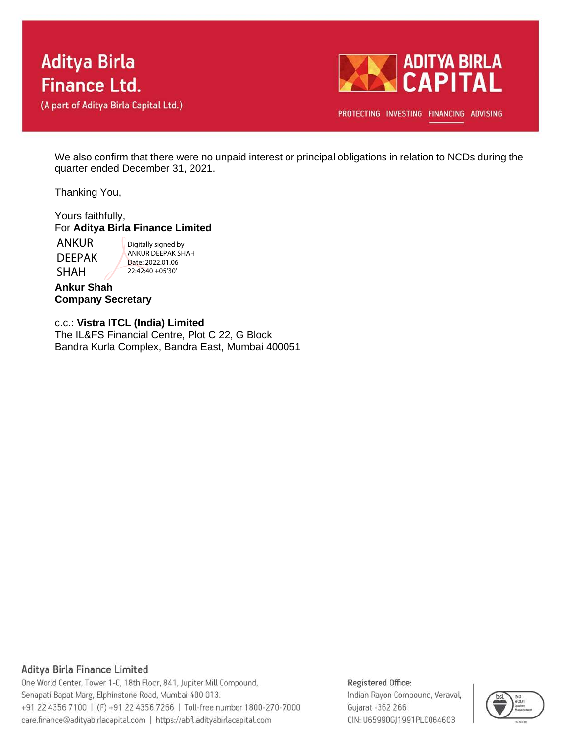We also confirm that there were no unpaid interest or principal obligations in relation to NCDs during the quarter ended December 31, 2021.

Thanking You,

Yours faithfully,
For **Aditya Birla Finance Limited**

ANKUR DEEPAK SHAH

Digitally signed by ANKUR DEEPAK SHAH
Date: 2022.01.06 22:42:40 +05'30'

**Ankur Shah**
**Company Secretary**

c.c.: **Vistra ITCL (India) Limited**
The IL&FS Financial Centre, Plot C 22, G Block
Bandra Kurla Complex, Bandra East, Mumbai 400051